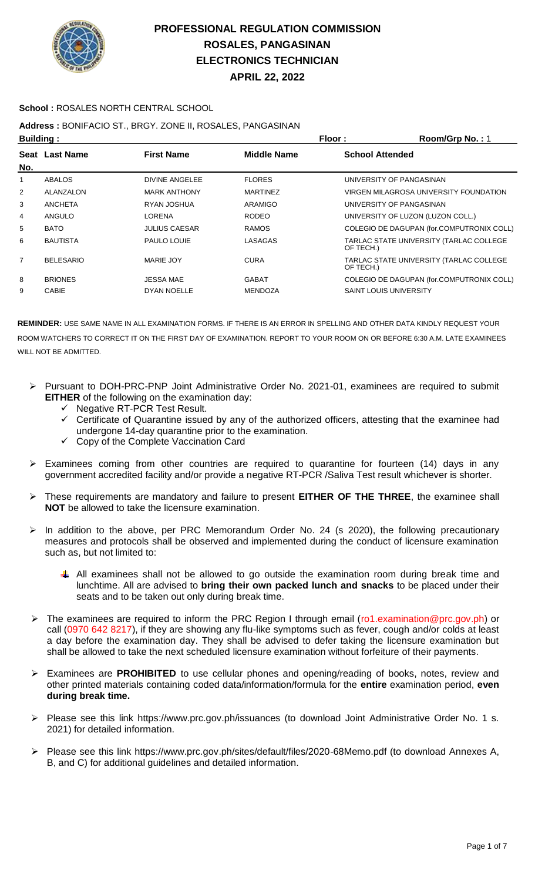# PROFESSIONAL REGULATION COMMISSION
## ROSALES, PANGASINAN
## ELECTRONICS TECHNICIAN
## APRIL 22, 2022

**School :** ROSALES NORTH CENTRAL SCHOOL

**Address :** BONIFACIO ST., BRGY. ZONE II, ROSALES, PANGASINAN

**Building :** **Floor :** **Room/Grp No. :** 1

| Seat No. | Last Name | First Name | Middle Name | School Attended |
|---|---|---|---|---|
| 1 | ABALOS | DIVINE ANGELEE | FLORES | UNIVERSITY OF PANGASINAN |
| 2 | ALANZALON | MARK ANTHONY | MARTINEZ | VIRGEN MILAGROSA UNIVERSITY FOUNDATION |
| 3 | ANCHETA | RYAN JOSHUA | ARAMIGO | UNIVERSITY OF PANGASINAN |
| 4 | ANGULO | LORENA | RODEO | UNIVERSITY OF LUZON (LUZON COLL.) |
| 5 | BATO | JULIUS CAESAR | RAMOS | COLEGIO DE DAGUPAN (for.COMPUTRONIX COLL) |
| 6 | BAUTISTA | PAULO LOUIE | LASAGAS | TARLAC STATE UNIVERSITY (TARLAC COLLEGE OF TECH.) |
| 7 | BELESARIO | MARIE JOY | CURA | TARLAC STATE UNIVERSITY (TARLAC COLLEGE OF TECH.) |
| 8 | BRIONES | JESSA MAE | GABAT | COLEGIO DE DAGUPAN (for.COMPUTRONIX COLL) |
| 9 | CABIE | DYAN NOELLE | MENDOZA | SAINT LOUIS UNIVERSITY |

**REMINDER:** USE SAME NAME IN ALL EXAMINATION FORMS. IF THERE IS AN ERROR IN SPELLING AND OTHER DATA KINDLY REQUEST YOUR ROOM WATCHERS TO CORRECT IT ON THE FIRST DAY OF EXAMINATION. REPORT TO YOUR ROOM ON OR BEFORE 6:30 A.M. LATE EXAMINEES WILL NOT BE ADMITTED.

- Pursuant to DOH-PRC-PNP Joint Administrative Order No. 2021-01, examinees are required to submit **EITHER** of the following on the examination day:
  - ✓ Negative RT-PCR Test Result.
  - ✓ Certificate of Quarantine issued by any of the authorized officers, attesting that the examinee had undergone 14-day quarantine prior to the examination.
  - ✓ Copy of the Complete Vaccination Card
- Examinees coming from other countries are required to quarantine for fourteen (14) days in any government accredited facility and/or provide a negative RT-PCR /Saliva Test result whichever is shorter.
- These requirements are mandatory and failure to present **EITHER OF THE THREE**, the examinee shall **NOT** be allowed to take the licensure examination.
- In addition to the above, per PRC Memorandum Order No. 24 (s 2020), the following precautionary measures and protocols shall be observed and implemented during the conduct of licensure examination such as, but not limited to:
  - All examinees shall not be allowed to go outside the examination room during break time and lunchtime. All are advised to **bring their own packed lunch and snacks** to be placed under their seats and to be taken out only during break time.
- The examinees are required to inform the PRC Region I through email (ro1.examination@prc.gov.ph) or call (0970 642 8217), if they are showing any flu-like symptoms such as fever, cough and/or colds at least a day before the examination day. They shall be advised to defer taking the licensure examination but shall be allowed to take the next scheduled licensure examination without forfeiture of their payments.
- Examinees are **PROHIBITED** to use cellular phones and opening/reading of books, notes, review and other printed materials containing coded data/information/formula for the **entire** examination period, **even during break time.**
- Please see this link https://www.prc.gov.ph/issuances (to download Joint Administrative Order No. 1 s. 2021) for detailed information.
- Please see this link https://www.prc.gov.ph/sites/default/files/2020-68Memo.pdf (to download Annexes A, B, and C) for additional guidelines and detailed information.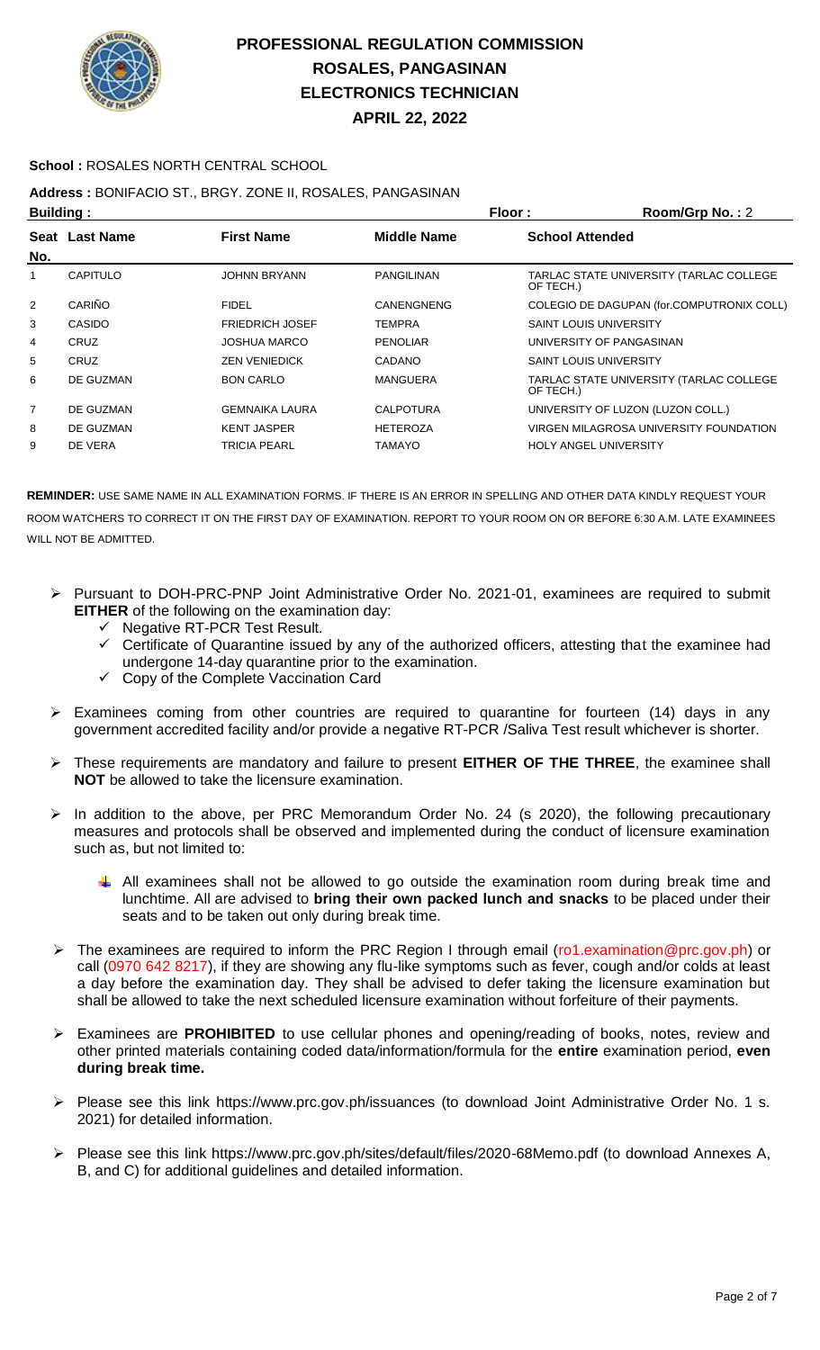# PROFESSIONAL REGULATION COMMISSION
## ROSALES, PANGASINAN
## ELECTRONICS TECHNICIAN
## APRIL 22, 2022

**School :** ROSALES NORTH CENTRAL SCHOOL

**Address :** BONIFACIO ST., BRGY. ZONE II, ROSALES, PANGASINAN

**Building :** **Floor :** **Room/Grp No. :** 2

| Seat No. | Last Name | First Name | Middle Name | School Attended |
|---|---|---|---|---|
| 1 | CAPITULO | JOHNN BRYANN | PANGILINAN | TARLAC STATE UNIVERSITY (TARLAC COLLEGE OF TECH.) |
| 2 | CARIÑO | FIDEL | CANENGNENG | COLEGIO DE DAGUPAN (for.COMPUTRONIX COLL) |
| 3 | CASIDO | FRIEDRICH JOSEF | TEMPRA | SAINT LOUIS UNIVERSITY |
| 4 | CRUZ | JOSHUA MARCO | PENOLIAR | UNIVERSITY OF PANGASINAN |
| 5 | CRUZ | ZEN VENIEDICK | CADANO | SAINT LOUIS UNIVERSITY |
| 6 | DE GUZMAN | BON CARLO | MANGUERA | TARLAC STATE UNIVERSITY (TARLAC COLLEGE OF TECH.) |
| 7 | DE GUZMAN | GEMNAIKA LAURA | CALPOTURA | UNIVERSITY OF LUZON (LUZON COLL.) |
| 8 | DE GUZMAN | KENT JASPER | HETEROZA | VIRGEN MILAGROSA UNIVERSITY FOUNDATION |
| 9 | DE VERA | TRICIA PEARL | TAMAYO | HOLY ANGEL UNIVERSITY |

**REMINDER:** USE SAME NAME IN ALL EXAMINATION FORMS. IF THERE IS AN ERROR IN SPELLING AND OTHER DATA KINDLY REQUEST YOUR ROOM WATCHERS TO CORRECT IT ON THE FIRST DAY OF EXAMINATION. REPORT TO YOUR ROOM ON OR BEFORE 6:30 A.M. LATE EXAMINEES WILL NOT BE ADMITTED.

- Pursuant to DOH-PRC-PNP Joint Administrative Order No. 2021-01, examinees are required to submit **EITHER** of the following on the examination day:
  - ✓ Negative RT-PCR Test Result.
  - ✓ Certificate of Quarantine issued by any of the authorized officers, attesting that the examinee had undergone 14-day quarantine prior to the examination.
  - ✓ Copy of the Complete Vaccination Card
- Examinees coming from other countries are required to quarantine for fourteen (14) days in any government accredited facility and/or provide a negative RT-PCR /Saliva Test result whichever is shorter.
- These requirements are mandatory and failure to present **EITHER OF THE THREE**, the examinee shall **NOT** be allowed to take the licensure examination.
- In addition to the above, per PRC Memorandum Order No. 24 (s 2020), the following precautionary measures and protocols shall be observed and implemented during the conduct of licensure examination such as, but not limited to:
  - All examinees shall not be allowed to go outside the examination room during break time and lunchtime. All are advised to **bring their own packed lunch and snacks** to be placed under their seats and to be taken out only during break time.
- The examinees are required to inform the PRC Region I through email (ro1.examination@prc.gov.ph) or call (0970 642 8217), if they are showing any flu-like symptoms such as fever, cough and/or colds at least a day before the examination day. They shall be advised to defer taking the licensure examination but shall be allowed to take the next scheduled licensure examination without forfeiture of their payments.
- Examinees are **PROHIBITED** to use cellular phones and opening/reading of books, notes, review and other printed materials containing coded data/information/formula for the **entire** examination period, **even during break time.**
- Please see this link https://www.prc.gov.ph/issuances (to download Joint Administrative Order No. 1 s. 2021) for detailed information.
- Please see this link https://www.prc.gov.ph/sites/default/files/2020-68Memo.pdf (to download Annexes A, B, and C) for additional guidelines and detailed information.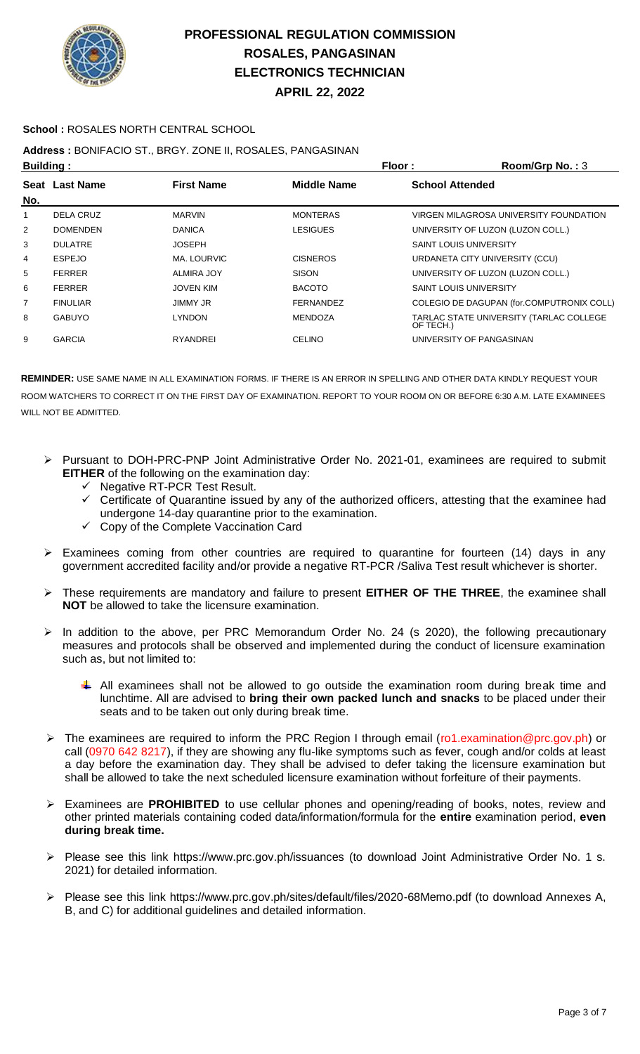# PROFESSIONAL REGULATION COMMISSION
## ROSALES, PANGASINAN
## ELECTRONICS TECHNICIAN
## APRIL 22, 2022

**School :** ROSALES NORTH CENTRAL SCHOOL

**Address :** BONIFACIO ST., BRGY. ZONE II, ROSALES, PANGASINAN

**Building :** **Floor :** **Room/Grp No. :** 3

| Seat No. | Last Name | First Name | Middle Name | School Attended |
|---|---|---|---|---|
| 1 | DELA CRUZ | MARVIN | MONTERAS | VIRGEN MILAGROSA UNIVERSITY FOUNDATION |
| 2 | DOMENDEN | DANICA | LESIGUES | UNIVERSITY OF LUZON (LUZON COLL.) |
| 3 | DULATRE | JOSEPH | | SAINT LOUIS UNIVERSITY |
| 4 | ESPEJO | MA. LOURVIC | CISNEROS | URDANETA CITY UNIVERSITY (CCU) |
| 5 | FERRER | ALMIRA JOY | SISON | UNIVERSITY OF LUZON (LUZON COLL.) |
| 6 | FERRER | JOVEN KIM | BACOTO | SAINT LOUIS UNIVERSITY |
| 7 | FINULIAR | JIMMY JR | FERNANDEZ | COLEGIO DE DAGUPAN (for.COMPUTRONIX COLL) |
| 8 | GABUYO | LYNDON | MENDOZA | TARLAC STATE UNIVERSITY (TARLAC COLLEGE OF TECH.) |
| 9 | GARCIA | RYANDREI | CELINO | UNIVERSITY OF PANGASINAN |

**REMINDER:** USE SAME NAME IN ALL EXAMINATION FORMS. IF THERE IS AN ERROR IN SPELLING AND OTHER DATA KINDLY REQUEST YOUR ROOM WATCHERS TO CORRECT IT ON THE FIRST DAY OF EXAMINATION. REPORT TO YOUR ROOM ON OR BEFORE 6:30 A.M. LATE EXAMINEES WILL NOT BE ADMITTED.

- Pursuant to DOH-PRC-PNP Joint Administrative Order No. 2021-01, examinees are required to submit **EITHER** of the following on the examination day:
  - ✓ Negative RT-PCR Test Result.
  - ✓ Certificate of Quarantine issued by any of the authorized officers, attesting that the examinee had undergone 14-day quarantine prior to the examination.
  - ✓ Copy of the Complete Vaccination Card
- Examinees coming from other countries are required to quarantine for fourteen (14) days in any government accredited facility and/or provide a negative RT-PCR /Saliva Test result whichever is shorter.
- These requirements are mandatory and failure to present **EITHER OF THE THREE**, the examinee shall **NOT** be allowed to take the licensure examination.
- In addition to the above, per PRC Memorandum Order No. 24 (s 2020), the following precautionary measures and protocols shall be observed and implemented during the conduct of licensure examination such as, but not limited to:
  - All examinees shall not be allowed to go outside the examination room during break time and lunchtime. All are advised to **bring their own packed lunch and snacks** to be placed under their seats and to be taken out only during break time.
- The examinees are required to inform the PRC Region I through email (ro1.examination@prc.gov.ph) or call (0970 642 8217), if they are showing any flu-like symptoms such as fever, cough and/or colds at least a day before the examination day. They shall be advised to defer taking the licensure examination but shall be allowed to take the next scheduled licensure examination without forfeiture of their payments.
- Examinees are **PROHIBITED** to use cellular phones and opening/reading of books, notes, review and other printed materials containing coded data/information/formula for the **entire** examination period, **even during break time.**
- Please see this link https://www.prc.gov.ph/issuances (to download Joint Administrative Order No. 1 s. 2021) for detailed information.
- Please see this link https://www.prc.gov.ph/sites/default/files/2020-68Memo.pdf (to download Annexes A, B, and C) for additional guidelines and detailed information.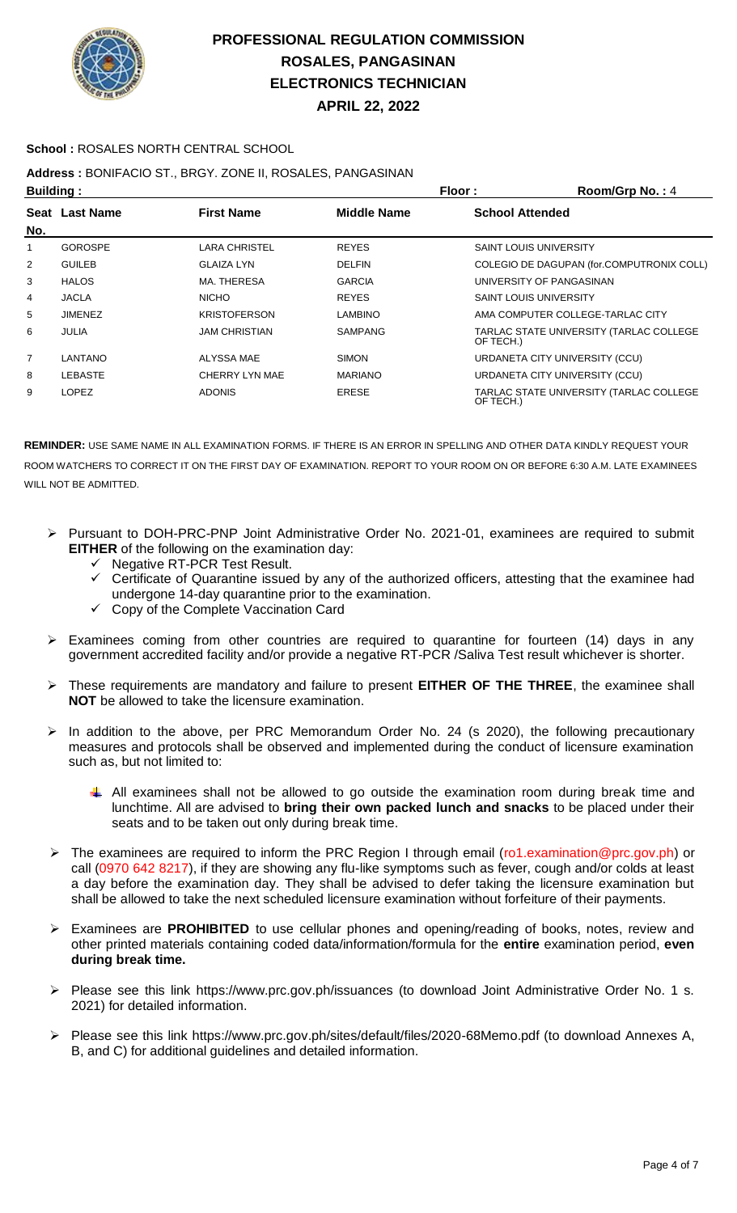# PROFESSIONAL REGULATION COMMISSION
## ROSALES, PANGASINAN
## ELECTRONICS TECHNICIAN
## APRIL 22, 2022

**School :** ROSALES NORTH CENTRAL SCHOOL

**Address :** BONIFACIO ST., BRGY. ZONE II, ROSALES, PANGASINAN

**Building :** **Floor :** **Room/Grp No. :** 4

| Seat No. | Last Name | First Name | Middle Name | School Attended |
|---|---|---|---|---|
| 1 | GOROSPE | LARA CHRISTEL | REYES | SAINT LOUIS UNIVERSITY |
| 2 | GUILEB | GLAIZA LYN | DELFIN | COLEGIO DE DAGUPAN (for.COMPUTRONIX COLL) |
| 3 | HALOS | MA. THERESA | GARCIA | UNIVERSITY OF PANGASINAN |
| 4 | JACLA | NICHO | REYES | SAINT LOUIS UNIVERSITY |
| 5 | JIMENEZ | KRISTOFERSON | LAMBINO | AMA COMPUTER COLLEGE-TARLAC CITY |
| 6 | JULIA | JAM CHRISTIAN | SAMPANG | TARLAC STATE UNIVERSITY (TARLAC COLLEGE OF TECH.) |
| 7 | LANTANO | ALYSSA MAE | SIMON | URDANETA CITY UNIVERSITY (CCU) |
| 8 | LEBASTE | CHERRY LYN MAE | MARIANO | URDANETA CITY UNIVERSITY (CCU) |
| 9 | LOPEZ | ADONIS | ERESE | TARLAC STATE UNIVERSITY (TARLAC COLLEGE OF TECH.) |

**REMINDER:** USE SAME NAME IN ALL EXAMINATION FORMS. IF THERE IS AN ERROR IN SPELLING AND OTHER DATA KINDLY REQUEST YOUR ROOM WATCHERS TO CORRECT IT ON THE FIRST DAY OF EXAMINATION. REPORT TO YOUR ROOM ON OR BEFORE 6:30 A.M. LATE EXAMINEES WILL NOT BE ADMITTED.

- Pursuant to DOH-PRC-PNP Joint Administrative Order No. 2021-01, examinees are required to submit **EITHER** of the following on the examination day:
  - Negative RT-PCR Test Result.
  - Certificate of Quarantine issued by any of the authorized officers, attesting that the examinee had undergone 14-day quarantine prior to the examination.
  - Copy of the Complete Vaccination Card
- Examinees coming from other countries are required to quarantine for fourteen (14) days in any government accredited facility and/or provide a negative RT-PCR /Saliva Test result whichever is shorter.
- These requirements are mandatory and failure to present **EITHER OF THE THREE**, the examinee shall **NOT** be allowed to take the licensure examination.
- In addition to the above, per PRC Memorandum Order No. 24 (s 2020), the following precautionary measures and protocols shall be observed and implemented during the conduct of licensure examination such as, but not limited to:
  - All examinees shall not be allowed to go outside the examination room during break time and lunchtime. All are advised to **bring their own packed lunch and snacks** to be placed under their seats and to be taken out only during break time.
- The examinees are required to inform the PRC Region I through email (ro1.examination@prc.gov.ph) or call (0970 642 8217), if they are showing any flu-like symptoms such as fever, cough and/or colds at least a day before the examination day. They shall be advised to defer taking the licensure examination but shall be allowed to take the next scheduled licensure examination without forfeiture of their payments.
- Examinees are **PROHIBITED** to use cellular phones and opening/reading of books, notes, review and other printed materials containing coded data/information/formula for the **entire** examination period, **even during break time.**
- Please see this link https://www.prc.gov.ph/issuances (to download Joint Administrative Order No. 1 s. 2021) for detailed information.
- Please see this link https://www.prc.gov.ph/sites/default/files/2020-68Memo.pdf (to download Annexes A, B, and C) for additional guidelines and detailed information.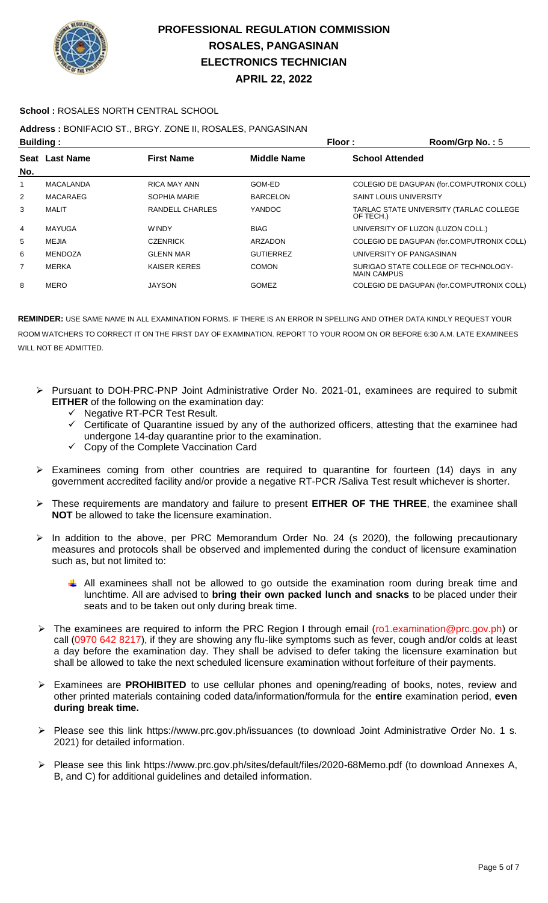# PROFESSIONAL REGULATION COMMISSION
## ROSALES, PANGASINAN
## ELECTRONICS TECHNICIAN
## APRIL 22, 2022

**School :** ROSALES NORTH CENTRAL SCHOOL

**Address :** BONIFACIO ST., BRGY. ZONE II, ROSALES, PANGASINAN

**Building :** **Floor :** **Room/Grp No. :** 5

| Seat No. | Last Name | First Name | Middle Name | School Attended |
|---|---|---|---|---|
| 1 | MACALANDA | RICA MAY ANN | GOM-ED | COLEGIO DE DAGUPAN (for.COMPUTRONIX COLL) |
| 2 | MACARAEG | SOPHIA MARIE | BARCELON | SAINT LOUIS UNIVERSITY |
| 3 | MALIT | RANDELL CHARLES | YANDOC | TARLAC STATE UNIVERSITY (TARLAC COLLEGE OF TECH.) |
| 4 | MAYUGA | WINDY | BIAG | UNIVERSITY OF LUZON (LUZON COLL.) |
| 5 | MEJIA | CZENRICK | ARZADON | COLEGIO DE DAGUPAN (for.COMPUTRONIX COLL) |
| 6 | MENDOZA | GLENN MAR | GUTIERREZ | UNIVERSITY OF PANGASINAN |
| 7 | MERKA | KAISER KERES | COMON | SURIGAO STATE COLLEGE OF TECHNOLOGY-MAIN CAMPUS |
| 8 | MERO | JAYSON | GOMEZ | COLEGIO DE DAGUPAN (for.COMPUTRONIX COLL) |

**REMINDER:** USE SAME NAME IN ALL EXAMINATION FORMS. IF THERE IS AN ERROR IN SPELLING AND OTHER DATA KINDLY REQUEST YOUR ROOM WATCHERS TO CORRECT IT ON THE FIRST DAY OF EXAMINATION. REPORT TO YOUR ROOM ON OR BEFORE 6:30 A.M. LATE EXAMINEES WILL NOT BE ADMITTED.

- Pursuant to DOH-PRC-PNP Joint Administrative Order No. 2021-01, examinees are required to submit **EITHER** of the following on the examination day:
  - ✓ Negative RT-PCR Test Result.
  - ✓ Certificate of Quarantine issued by any of the authorized officers, attesting that the examinee had undergone 14-day quarantine prior to the examination.
  - ✓ Copy of the Complete Vaccination Card
- Examinees coming from other countries are required to quarantine for fourteen (14) days in any government accredited facility and/or provide a negative RT-PCR /Saliva Test result whichever is shorter.
- These requirements are mandatory and failure to present **EITHER OF THE THREE**, the examinee shall **NOT** be allowed to take the licensure examination.
- In addition to the above, per PRC Memorandum Order No. 24 (s 2020), the following precautionary measures and protocols shall be observed and implemented during the conduct of licensure examination such as, but not limited to:
  - All examinees shall not be allowed to go outside the examination room during break time and lunchtime. All are advised to **bring their own packed lunch and snacks** to be placed under their seats and to be taken out only during break time.
- The examinees are required to inform the PRC Region I through email (ro1.examination@prc.gov.ph) or call (0970 642 8217), if they are showing any flu-like symptoms such as fever, cough and/or colds at least a day before the examination day. They shall be advised to defer taking the licensure examination but shall be allowed to take the next scheduled licensure examination without forfeiture of their payments.
- Examinees are **PROHIBITED** to use cellular phones and opening/reading of books, notes, review and other printed materials containing coded data/information/formula for the **entire** examination period, **even during break time.**
- Please see this link https://www.prc.gov.ph/issuances (to download Joint Administrative Order No. 1 s. 2021) for detailed information.
- Please see this link https://www.prc.gov.ph/sites/default/files/2020-68Memo.pdf (to download Annexes A, B, and C) for additional guidelines and detailed information.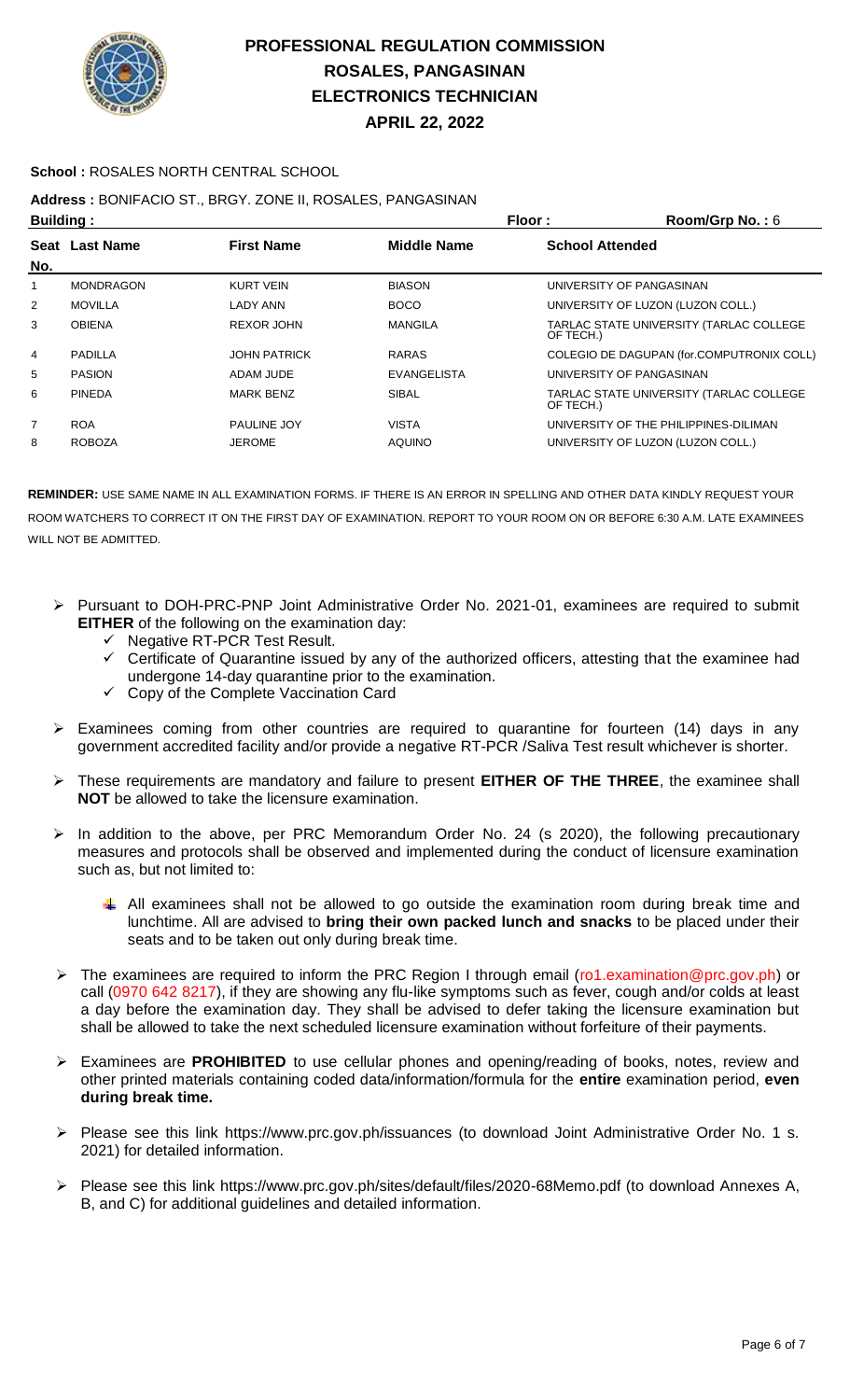# PROFESSIONAL REGULATION COMMISSION
## ROSALES, PANGASINAN
## ELECTRONICS TECHNICIAN
## APRIL 22, 2022

**School :** ROSALES NORTH CENTRAL SCHOOL

**Address :** BONIFACIO ST., BRGY. ZONE II, ROSALES, PANGASINAN

**Building :** **Floor :** **Room/Grp No. :** 6

| Seat No. | Last Name | First Name | Middle Name | School Attended |
|---|---|---|---|---|
| 1 | MONDRAGON | KURT VEIN | BIASON | UNIVERSITY OF PANGASINAN |
| 2 | MOVILLA | LADY ANN | BOCO | UNIVERSITY OF LUZON (LUZON COLL.) |
| 3 | OBIENA | REXOR JOHN | MANGILA | TARLAC STATE UNIVERSITY (TARLAC COLLEGE OF TECH.) |
| 4 | PADILLA | JOHN PATRICK | RARAS | COLEGIO DE DAGUPAN (for.COMPUTRONIX COLL) |
| 5 | PASION | ADAM JUDE | EVANGELISTA | UNIVERSITY OF PANGASINAN |
| 6 | PINEDA | MARK BENZ | SIBAL | TARLAC STATE UNIVERSITY (TARLAC COLLEGE OF TECH.) |
| 7 | ROA | PAULINE JOY | VISTA | UNIVERSITY OF THE PHILIPPINES-DILIMAN |
| 8 | ROBOZA | JEROME | AQUINO | UNIVERSITY OF LUZON (LUZON COLL.) |

**REMINDER:** USE SAME NAME IN ALL EXAMINATION FORMS. IF THERE IS AN ERROR IN SPELLING AND OTHER DATA KINDLY REQUEST YOUR ROOM WATCHERS TO CORRECT IT ON THE FIRST DAY OF EXAMINATION. REPORT TO YOUR ROOM ON OR BEFORE 6:30 A.M. LATE EXAMINEES WILL NOT BE ADMITTED.

- Pursuant to DOH-PRC-PNP Joint Administrative Order No. 2021-01, examinees are required to submit **EITHER** of the following on the examination day:
  - ✓ Negative RT-PCR Test Result.
  - ✓ Certificate of Quarantine issued by any of the authorized officers, attesting that the examinee had undergone 14-day quarantine prior to the examination.
  - ✓ Copy of the Complete Vaccination Card
- Examinees coming from other countries are required to quarantine for fourteen (14) days in any government accredited facility and/or provide a negative RT-PCR /Saliva Test result whichever is shorter.
- These requirements are mandatory and failure to present **EITHER OF THE THREE**, the examinee shall **NOT** be allowed to take the licensure examination.
- In addition to the above, per PRC Memorandum Order No. 24 (s 2020), the following precautionary measures and protocols shall be observed and implemented during the conduct of licensure examination such as, but not limited to:
  - All examinees shall not be allowed to go outside the examination room during break time and lunchtime. All are advised to **bring their own packed lunch and snacks** to be placed under their seats and to be taken out only during break time.
- The examinees are required to inform the PRC Region I through email (ro1.examination@prc.gov.ph) or call (0970 642 8217), if they are showing any flu-like symptoms such as fever, cough and/or colds at least a day before the examination day. They shall be advised to defer taking the licensure examination but shall be allowed to take the next scheduled licensure examination without forfeiture of their payments.
- Examinees are **PROHIBITED** to use cellular phones and opening/reading of books, notes, review and other printed materials containing coded data/information/formula for the **entire** examination period, **even during break time.**
- Please see this link https://www.prc.gov.ph/issuances (to download Joint Administrative Order No. 1 s. 2021) for detailed information.
- Please see this link https://www.prc.gov.ph/sites/default/files/2020-68Memo.pdf (to download Annexes A, B, and C) for additional guidelines and detailed information.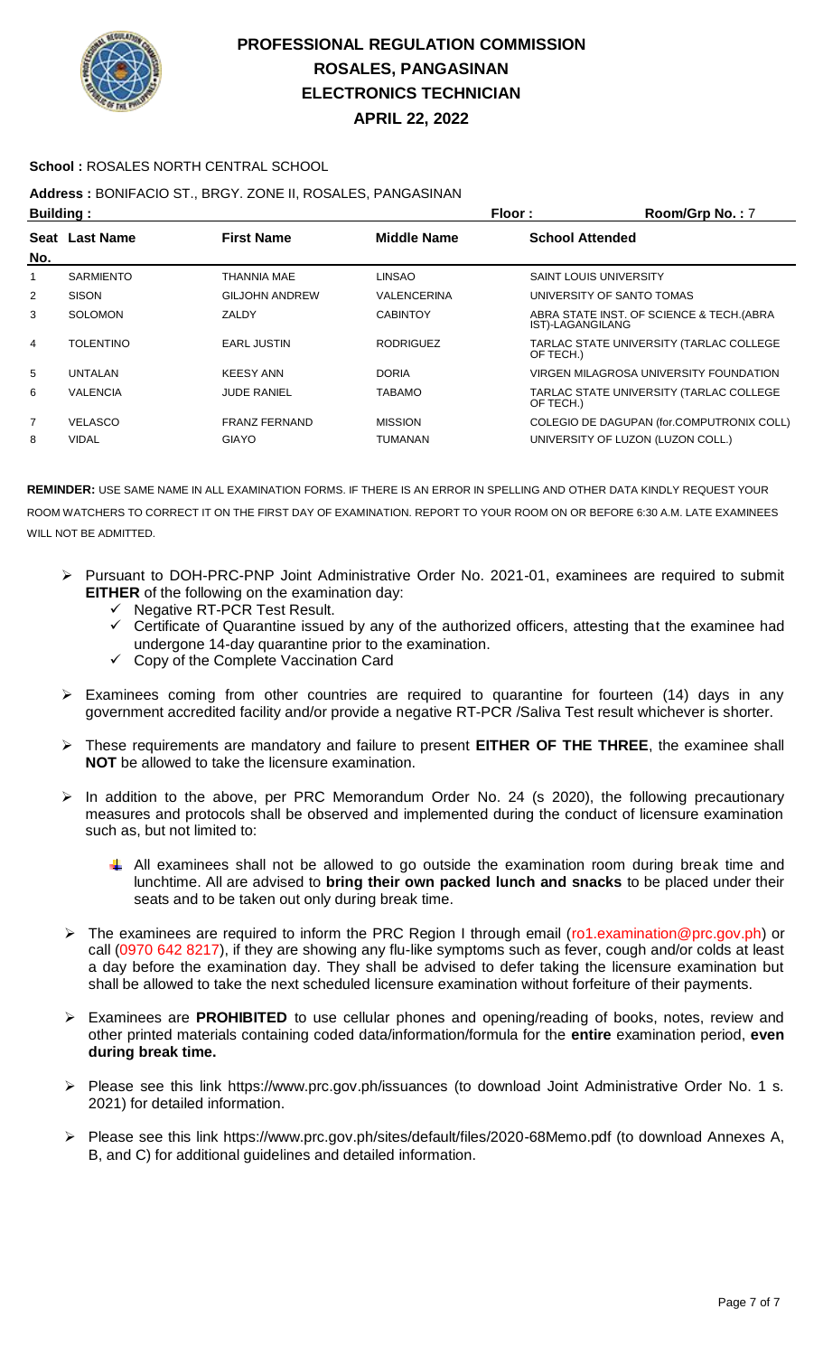# PROFESSIONAL REGULATION COMMISSION
# ROSALES, PANGASINAN
# ELECTRONICS TECHNICIAN
# APRIL 22, 2022

**School :** ROSALES NORTH CENTRAL SCHOOL

**Address :** BONIFACIO ST., BRGY. ZONE II, ROSALES, PANGASINAN

**Building :** **Floor :** **Room/Grp No. :** 7

| Seat No. | Last Name | First Name | Middle Name | School Attended |
|---|---|---|---|---|
| 1 | SARMIENTO | THANNIA MAE | LINSAO | SAINT LOUIS UNIVERSITY |
| 2 | SISON | GILJOHN ANDREW | VALENCERINA | UNIVERSITY OF SANTO TOMAS |
| 3 | SOLOMON | ZALDY | CABINTOY | ABRA STATE INST. OF SCIENCE & TECH.(ABRA IST)-LAGANGILANG |
| 4 | TOLENTINO | EARL JUSTIN | RODRIGUEZ | TARLAC STATE UNIVERSITY (TARLAC COLLEGE OF TECH.) |
| 5 | UNTALAN | KEESY ANN | DORIA | VIRGEN MILAGROSA UNIVERSITY FOUNDATION |
| 6 | VALENCIA | JUDE RANIEL | TABAMO | TARLAC STATE UNIVERSITY (TARLAC COLLEGE OF TECH.) |
| 7 | VELASCO | FRANZ FERNAND | MISSION | COLEGIO DE DAGUPAN (for.COMPUTRONIX COLL) |
| 8 | VIDAL | GIAYO | TUMANAN | UNIVERSITY OF LUZON (LUZON COLL.) |

**REMINDER:** USE SAME NAME IN ALL EXAMINATION FORMS. IF THERE IS AN ERROR IN SPELLING AND OTHER DATA KINDLY REQUEST YOUR ROOM WATCHERS TO CORRECT IT ON THE FIRST DAY OF EXAMINATION. REPORT TO YOUR ROOM ON OR BEFORE 6:30 A.M. LATE EXAMINEES WILL NOT BE ADMITTED.

- Pursuant to DOH-PRC-PNP Joint Administrative Order No. 2021-01, examinees are required to submit **EITHER** of the following on the examination day:
  - ✓ Negative RT-PCR Test Result.
  - ✓ Certificate of Quarantine issued by any of the authorized officers, attesting that the examinee had undergone 14-day quarantine prior to the examination.
  - ✓ Copy of the Complete Vaccination Card
- Examinees coming from other countries are required to quarantine for fourteen (14) days in any government accredited facility and/or provide a negative RT-PCR /Saliva Test result whichever is shorter.
- These requirements are mandatory and failure to present **EITHER OF THE THREE**, the examinee shall **NOT** be allowed to take the licensure examination.
- In addition to the above, per PRC Memorandum Order No. 24 (s 2020), the following precautionary measures and protocols shall be observed and implemented during the conduct of licensure examination such as, but not limited to:
  - All examinees shall not be allowed to go outside the examination room during break time and lunchtime. All are advised to **bring their own packed lunch and snacks** to be placed under their seats and to be taken out only during break time.
- The examinees are required to inform the PRC Region I through email (ro1.examination@prc.gov.ph) or call (0970 642 8217), if they are showing any flu-like symptoms such as fever, cough and/or colds at least a day before the examination day. They shall be advised to defer taking the licensure examination but shall be allowed to take the next scheduled licensure examination without forfeiture of their payments.
- Examinees are **PROHIBITED** to use cellular phones and opening/reading of books, notes, review and other printed materials containing coded data/information/formula for the **entire** examination period, **even during break time.**
- Please see this link https://www.prc.gov.ph/issuances (to download Joint Administrative Order No. 1 s. 2021) for detailed information.
- Please see this link https://www.prc.gov.ph/sites/default/files/2020-68Memo.pdf (to download Annexes A, B, and C) for additional guidelines and detailed information.